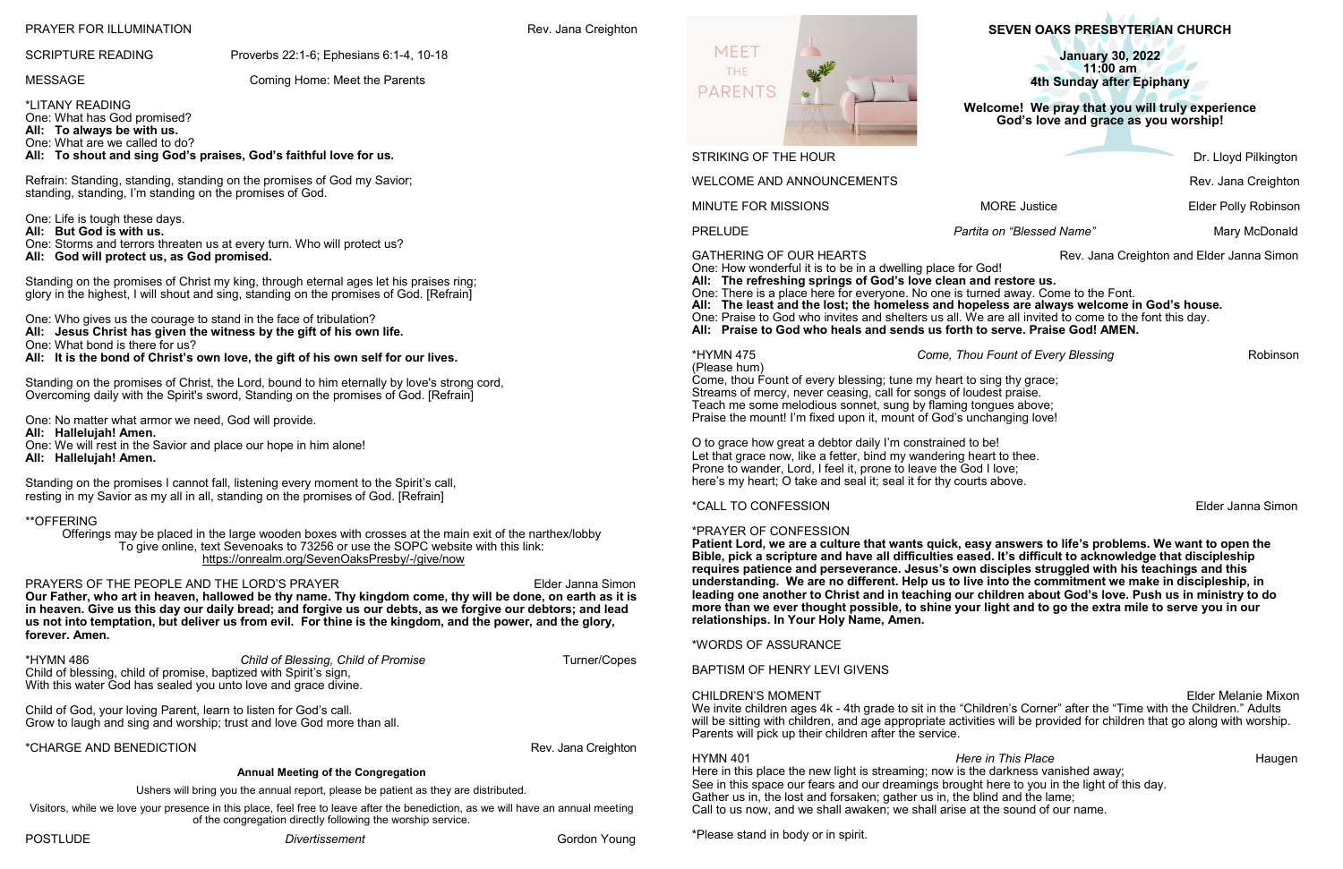## SEVEN OAKS PRESBYTERIAN CHURCH

**January 30, 2022**
**11:00 am**
**4th Sunday after Epiphany**

**Welcome! We pray that you will truly experience God's love and grace as you worship!**

STRIKING OF THE HOUR — Dr. Lloyd Pilkington

WELCOME AND ANNOUNCEMENTS — Rev. Jana Creighton

MINUTE FOR MISSIONS — MORE Justice — Elder Polly Robinson

PRELUDE — *Partita on "Blessed Name"* — Mary McDonald

GATHERING OF OUR HEARTS — Rev. Jana Creighton and Elder Janna Simon

One: How wonderful it is to be in a dwelling place for God!
**All: The refreshing springs of God's love clean and restore us.**
One: There is a place here for everyone. No one is turned away. Come to the Font.
**All: The least and the lost; the homeless and hopeless are always welcome in God's house.**
One: Praise to God who invites and shelters us all. We are all invited to come to the font this day.
**All: Praise to God who heals and sends us forth to serve. Praise God! AMEN.**

*HYMN 475 — *Come, Thou Fount of Every Blessing* — Robinson
(Please hum)

Come, thou Fount of every blessing; tune my heart to sing thy grace;
Streams of mercy, never ceasing, call for songs of loudest praise.
Teach me some melodious sonnet, sung by flaming tongues above;
Praise the mount! I'm fixed upon it, mount of God's unchanging love!

O to grace how great a debtor daily I'm constrained to be!
Let that grace now, like a fetter, bind my wandering heart to thee.
Prone to wander, Lord, I feel it, prone to leave the God I love;
here's my heart; O take and seal it; seal it for thy courts above.

*CALL TO CONFESSION — Elder Janna Simon

*PRAYER OF CONFESSION

**Patient Lord, we are a culture that wants quick, easy answers to life's problems. We want to open the Bible, pick a scripture and have all difficulties eased. It's difficult to acknowledge that discipleship requires patience and perseverance. Jesus's own disciples struggled with his teachings and this understanding. We are no different. Help us to live into the commitment we make in discipleship, in leading one another to Christ and in teaching our children about God's love. Push us in ministry to do more than we ever thought possible, to shine your light and to go the extra mile to serve you in our relationships. In Your Holy Name, Amen.**

*WORDS OF ASSURANCE

BAPTISM OF HENRY LEVI GIVENS

CHILDREN'S MOMENT — Elder Melanie Mixon

We invite children ages 4k - 4th grade to sit in the "Children's Corner" after the "Time with the Children." Adults will be sitting with children, and age appropriate activities will be provided for children that go along with worship. Parents will pick up their children after the service.

HYMN 401 — *Here in This Place* — Haugen

Here in this place the new light is streaming; now is the darkness vanished away;
See in this space our fears and our dreamings brought here to you in the light of this day.
Gather us in, the lost and forsaken; gather us in, the blind and the lame;
Call to us now, and we shall awaken; we shall arise at the sound of our name.

PRAYER FOR ILLUMINATION — Rev. Jana Creighton

SCRIPTURE READING — Proverbs 22:1-6; Ephesians 6:1-4, 10-18

MESSAGE — Coming Home: Meet the Parents

*LITANY READING

One: What has God promised?
**All: To always be with us.**
One: What are we called to do?
**All: To shout and sing God's praises, God's faithful love for us.**

Refrain: Standing, standing, standing on the promises of God my Savior;
standing, standing, I'm standing on the promises of God.

One: Life is tough these days.
**All: But God is with us.**
One: Storms and terrors threaten us at every turn. Who will protect us?
**All: God will protect us, as God promised.**

Standing on the promises of Christ my king, through eternal ages let his praises ring;
glory in the highest, I will shout and sing, standing on the promises of God. [Refrain]

One: Who gives us the courage to stand in the face of tribulation?
**All: Jesus Christ has given the witness by the gift of his own life.**
One: What bond is there for us?
**All: It is the bond of Christ's own love, the gift of his own self for our lives.**

Standing on the promises of Christ, the Lord, bound to him eternally by love's strong cord,
Overcoming daily with the Spirit's sword, Standing on the promises of God. [Refrain]

One: No matter what armor we need, God will provide.
**All: Hallelujah! Amen.**
One: We will rest in the Savior and place our hope in him alone!
**All: Hallelujah! Amen.**

Standing on the promises I cannot fall, listening every moment to the Spirit's call,
resting in my Savior as my all in all, standing on the promises of God. [Refrain]

**OFFERING

Offerings may be placed in the large wooden boxes with crosses at the main exit of the narthex/lobby
To give online, text Sevenoaks to 73256 or use the SOPC website with this link:
https://onrealm.org/SevenOaksPresby/-/give/now

PRAYERS OF THE PEOPLE AND THE LORD'S PRAYER — Elder Janna Simon

**Our Father, who art in heaven, hallowed be thy name. Thy kingdom come, thy will be done, on earth as it is in heaven. Give us this day our daily bread; and forgive us our debts, as we forgive our debtors; and lead us not into temptation, but deliver us from evil. For thine is the kingdom, and the power, and the glory, forever. Amen.**

*HYMN 486 — *Child of Blessing, Child of Promise* — Turner/Copes

Child of blessing, child of promise, baptized with Spirit's sign,
With this water God has sealed you unto love and grace divine.

Child of God, your loving Parent, learn to listen for God's call.
Grow to laugh and sing and worship; trust and love God more than all.

*CHARGE AND BENEDICTION — Rev. Jana Creighton

**Annual Meeting of the Congregation**

Ushers will bring you the annual report, please be patient as they are distributed.

Visitors, while we love your presence in this place, feel free to leave after the benediction, as we will have an annual meeting of the congregation directly following the worship service.

POSTLUDE — *Divertissement* — Gordon Young

*Please stand in body or in spirit.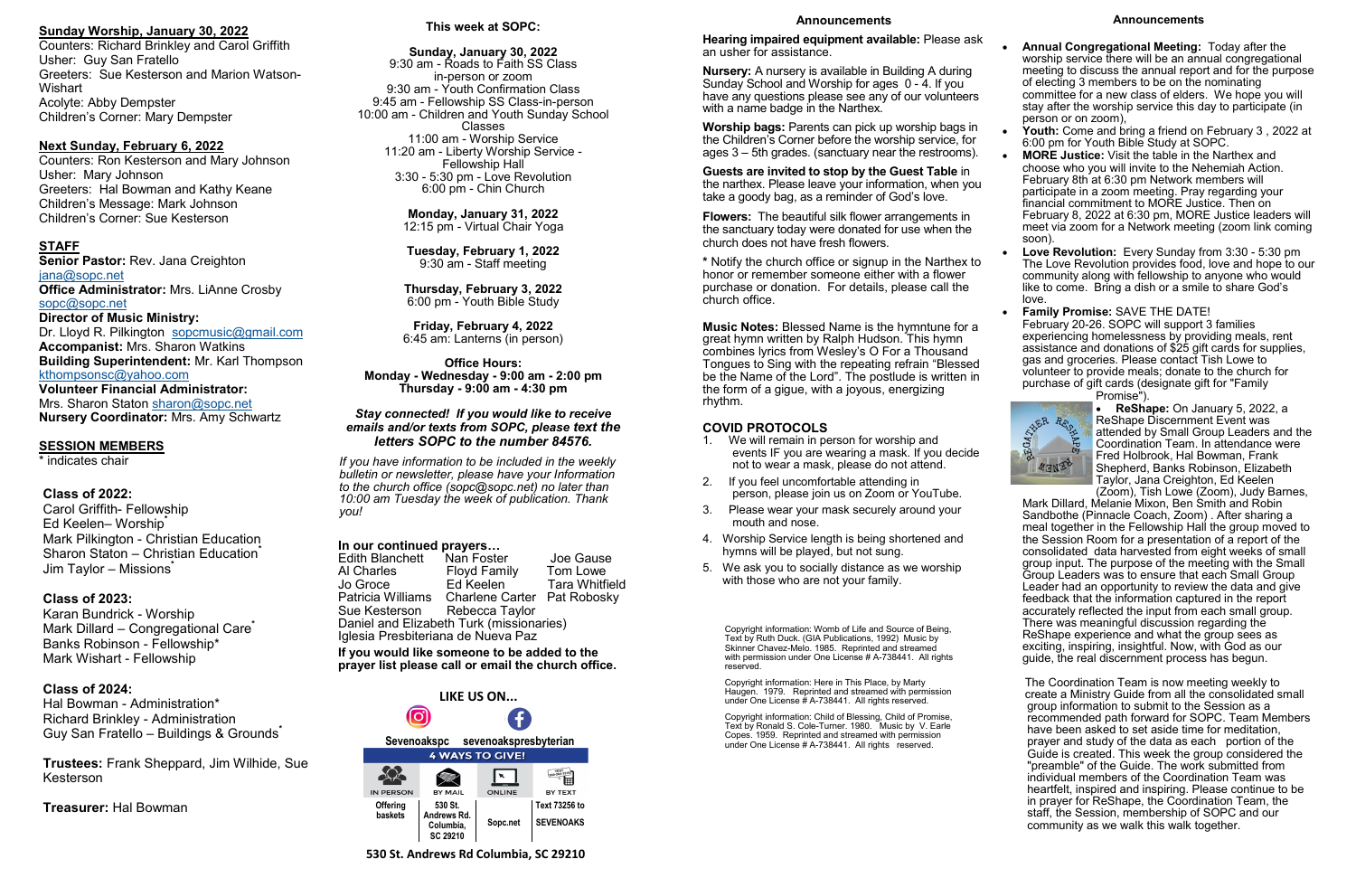## Sunday Worship, January 30, 2022

Counters: Richard Brinkley and Carol Griffith
Usher: Guy San Fratello
Greeters: Sue Kesterson and Marion Watson-Wishart
Acolyte: Abby Dempster
Children's Corner: Mary Dempster

## Next Sunday, February 6, 2022

Counters: Ron Kesterson and Mary Johnson
Usher: Mary Johnson
Greeters: Hal Bowman and Kathy Keane
Children's Message: Mark Johnson
Children's Corner: Sue Kesterson

## STAFF

**Senior Pastor:** Rev. Jana Creighton
jana@sopc.net
**Office Administrator:** Mrs. LiAnne Crosby
sopc@sopc.net
**Director of Music Ministry:**
Dr. Lloyd R. Pilkington sopcmusic@gmail.com
**Accompanist:** Mrs. Sharon Watkins
**Building Superintendent:** Mr. Karl Thompson
kthompsonsc@yahoo.com
**Volunteer Financial Administrator:**
Mrs. Sharon Staton sharon@sopc.net
**Nursery Coordinator:** Mrs. Amy Schwartz

## SESSION MEMBERS

* indicates chair

**Class of 2022:**
Carol Griffith- Fellowship*
Ed Keelen– Worship*
Mark Pilkington – Christian Education
Sharon Staton – Christian Education*
Jim Taylor – Missions*

**Class of 2023:**
Karan Bundrick - Worship
Mark Dillard – Congregational Care*
Banks Robinson - Fellowship*
Mark Wishart - Fellowship

**Class of 2024:**
Hal Bowman - Administration*
Richard Brinkley - Administration
Guy San Fratello – Buildings & Grounds*

**Trustees:** Frank Sheppard, Jim Wilhide, Sue Kesterson

**Treasurer:** Hal Bowman

## This week at SOPC:

**Sunday, January 30, 2022**
9:30 am - Roads to Faith SS Class in-person or zoom
9:30 am - Youth Confirmation Class
9:45 am - Fellowship SS Class-in-person
10:00 am - Children and Youth Sunday School Classes
11:00 am - Worship Service
11:20 am - Liberty Worship Service - Fellowship Hall
3:30 - 5:30 pm - Love Revolution
6:00 pm - Chin Church

**Monday, January 31, 2022**
12:15 pm - Virtual Chair Yoga

**Tuesday, February 1, 2022**
9:30 am - Staff meeting

**Thursday, February 3, 2022**
6:00 pm - Youth Bible Study

**Friday, February 4, 2022**
6:45 am: Lanterns (in person)

**Office Hours:**
**Monday - Wednesday - 9:00 am - 2:00 pm**
**Thursday - 9:00 am - 4:30 pm**

***Stay connected! If you would like to receive emails and/or texts from SOPC, please text the letters SOPC to the number 84576.***

*If you have information to be included in the weekly bulletin or newsletter, please have your Information to the church office (sopc@sopc.net) no later than 10:00 am Tuesday the week of publication. Thank you!*

**In our continued prayers…**

| | | |
|---|---|---|
| Edith Blanchett | Nan Foster | Joe Gause |
| Al Charles | Floyd Family | Tom Lowe |
| Jo Groce | Ed Keelen | Tara Whitfield |
| Patricia Williams | Charlene Carter | Pat Robosky |
| Sue Kesterson | Rebecca Taylor | |

Daniel and Elizabeth Turk (missionaries)
Iglesia Presbiteriana de Nueva Paz

**If you would like someone to be added to the prayer list please call or email the church office.**

**LIKE US ON…**

Sevenoakspc sevenoakspresbyterian

**4 WAYS TO GIVE!**

| IN PERSON | BY MAIL | ONLINE | BY TEXT |
|---|---|---|---|
| Offering baskets | 530 St. Andrews Rd. Columbia, SC 29210 | Sopc.net | Text 73256 to SEVENOAKS |

**530 St. Andrews Rd Columbia, SC 29210**

## Announcements

**Hearing impaired equipment available:** Please ask an usher for assistance.

**Nursery:** A nursery is available in Building A during Sunday School and Worship for ages 0 - 4. If you have any questions please see any of our volunteers with a name badge in the Narthex.

**Worship bags:** Parents can pick up worship bags in the Children's Corner before the worship service, for ages 3 – 5th grades. (sanctuary near the restrooms).

**Guests are invited to stop by the Guest Table** in the narthex. Please leave your information, when you take a goody bag, as a reminder of God's love.

**Flowers:** The beautiful silk flower arrangements in the sanctuary today were donated for use when the church does not have fresh flowers.

**\*** Notify the church office or signup in the Narthex to honor or remember someone either with a flower purchase or donation. For details, please call the church office.

**Music Notes:** Blessed Name is the hymntune for a great hymn written by Ralph Hudson. This hymn combines lyrics from Wesley's O For a Thousand Tongues to Sing with the repeating refrain "Blessed be the Name of the Lord". The postlude is written in the form of a gigue, with a joyous, energizing rhythm.

### COVID PROTOCOLS

1. We will remain in person for worship and events IF you are wearing a mask. If you decide not to wear a mask, please do not attend.
2. If you feel uncomfortable attending in person, please join us on Zoom or YouTube.
3. Please wear your mask securely around your mouth and nose.
4. Worship Service length is being shortened and hymns will be played, but not sung.
5. We ask you to socially distance as we worship with those who are not your family.

Copyright information: Womb of Life and Source of Being, Text by Ruth Duck. (GIA Publications, 1992) Music by Skinner Chavez-Melo. 1985. Reprinted and streamed with permission under One License # A-738441. All rights reserved.

Copyright information: Here in This Place, by Marty Haugen. 1979. Reprinted and streamed with permission under One License # A-738441. All rights reserved.

Copyright information: Child of Blessing, Child of Promise, Text by Ronald S. Cole-Turner. 1980. Music by V. Earle Copes. 1959. Reprinted and streamed with permission under One License # A-738441. All rights reserved.

## Announcements

- **Annual Congregational Meeting:** Today after the worship service there will be an annual congregational meeting to discuss the annual report and for the purpose of electing 3 members to be on the nominating committee for a new class of elders. We hope you will stay after the worship service this day to participate (in person or on zoom),
- **Youth:** Come and bring a friend on February 3 , 2022 at 6:00 pm for Youth Bible Study at SOPC.
- **MORE Justice:** Visit the table in the Narthex and choose who you will invite to the Nehemiah Action. February 8th at 6:30 pm Network members will participate in a zoom meeting. Pray regarding your financial commitment to MORE Justice. Then on February 8, 2022 at 6:30 pm, MORE Justice leaders will meet via zoom for a Network meeting (zoom link coming soon).
- **Love Revolution:** Every Sunday from 3:30 - 5:30 pm The Love Revolution provides food, love and hope to our community along with fellowship to anyone who would like to come. Bring a dish or a smile to share God's love.
- **Family Promise:** SAVE THE DATE! February 20-26. SOPC will support 3 families experiencing homelessness by providing meals, rent assistance and donations of $25 gift cards for supplies, gas and groceries. Please contact Tish Lowe to volunteer to provide meals; donate to the church for purchase of gift cards (designate gift for "Family Promise").
- **ReShape:** On January 5, 2022, a ReShape Discernment Event was attended by Small Group Leaders and the Coordination Team. In attendance were Fred Holbrook, Hal Bowman, Frank Shepherd, Banks Robinson, Elizabeth Taylor, Jana Creighton, Ed Keelen (Zoom), Tish Lowe (Zoom), Judy Barnes, Mark Dillard, Melanie Mixon, Ben Smith and Robin Sandbothe (Pinnacle Coach, Zoom) . After sharing a meal together in the Fellowship Hall the group moved to the Session Room for a presentation of a report of the consolidated data harvested from eight weeks of small group input. The purpose of the meeting with the Small Group Leaders was to ensure that each Small Group Leader had an opportunity to review the data and give feedback that the information captured in the report accurately reflected the input from each small group. There was meaningful discussion regarding the ReShape experience and what the group sees as exciting, inspiring, insightful. Now, with God as our guide, the real discernment process has begun.

The Coordination Team is now meeting weekly to create a Ministry Guide from all the consolidated small group information to submit to the Session as a recommended path forward for SOPC. Team Members have been asked to set aside time for meditation, prayer and study of the data as each portion of the Guide is created. This week the group considered the "preamble" of the Guide. The work submitted from individual members of the Coordination Team was heartfelt, inspired and inspiring. Please continue to be in prayer for ReShape, the Coordination Team, the staff, the Session, membership of SOPC and our community as we walk this walk together.